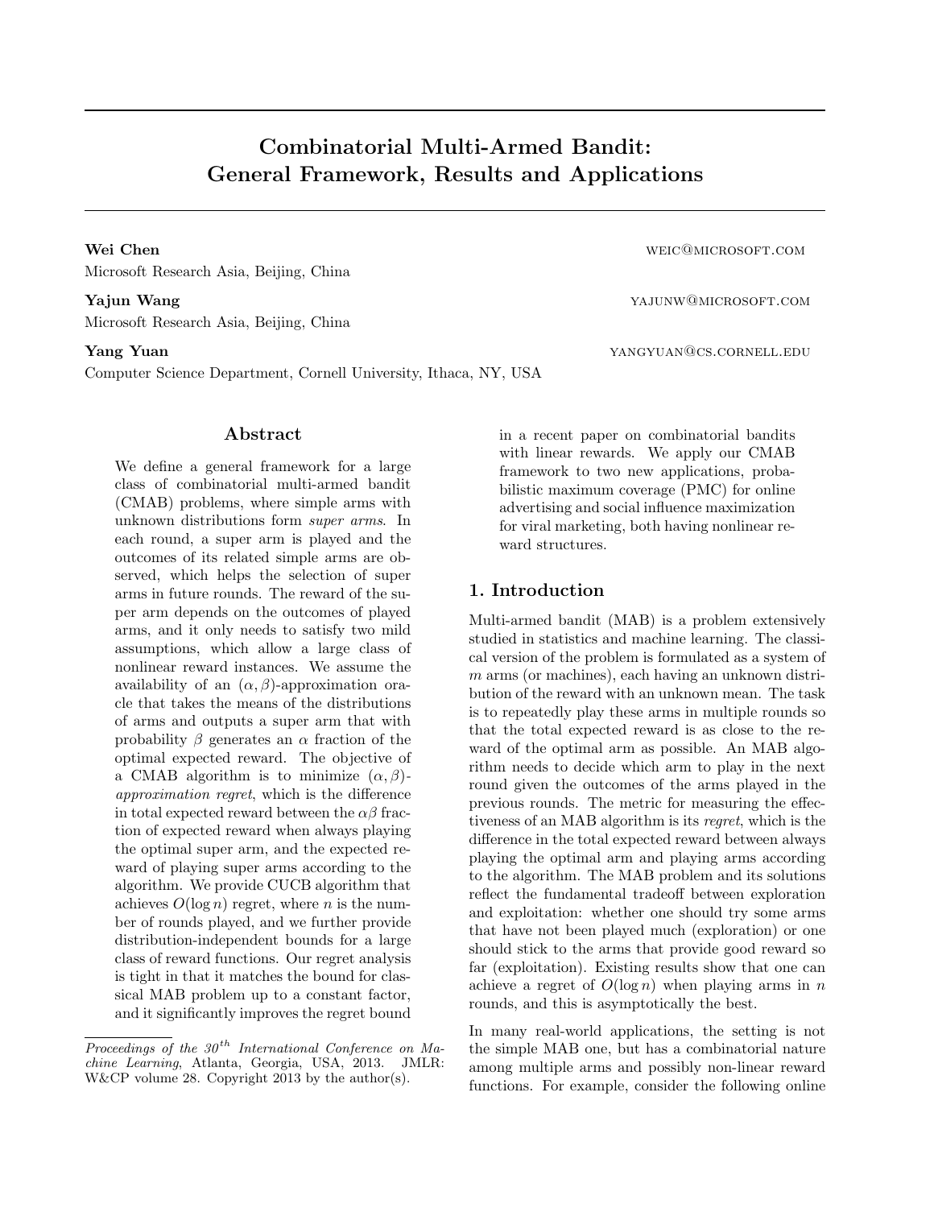# Combinatorial Multi-Armed Bandit: General Framework, Results and Applications

**Wei Chen** weic@microsoft.com
Microsoft Research Asia, Beijing, China

**Yajun Wang** yajunw@microsoft.com
Microsoft Research Asia, Beijing, China

**Yang Yuan** yangyuan@cs.cornell.edu
Computer Science Department, Cornell University, Ithaca, NY, USA

## Abstract

We define a general framework for a large class of combinatorial multi-armed bandit (CMAB) problems, where simple arms with unknown distributions form *super arms*. In each round, a super arm is played and the outcomes of its related simple arms are observed, which helps the selection of super arms in future rounds. The reward of the super arm depends on the outcomes of played arms, and it only needs to satisfy two mild assumptions, which allow a large class of nonlinear reward instances. We assume the availability of an $(\alpha, \beta)$-approximation oracle that takes the means of the distributions of arms and outputs a super arm that with probability $\beta$ generates an $\alpha$ fraction of the optimal expected reward. The objective of a CMAB algorithm is to minimize $(\alpha, \beta)$-*approximation regret*, which is the difference in total expected reward between the $\alpha\beta$ fraction of expected reward when always playing the optimal super arm, and the expected reward of playing super arms according to the algorithm. We provide CUCB algorithm that achieves $O(\log n)$ regret, where $n$ is the number of rounds played, and we further provide distribution-independent bounds for a large class of reward functions. Our regret analysis is tight in that it matches the bound for classical MAB problem up to a constant factor, and it significantly improves the regret bound in a recent paper on combinatorial bandits with linear rewards. We apply our CMAB framework to two new applications, probabilistic maximum coverage (PMC) for online advertising and social influence maximization for viral marketing, both having nonlinear reward structures.

## 1. Introduction

Multi-armed bandit (MAB) is a problem extensively studied in statistics and machine learning. The classical version of the problem is formulated as a system of $m$ arms (or machines), each having an unknown distribution of the reward with an unknown mean. The task is to repeatedly play these arms in multiple rounds so that the total expected reward is as close to the reward of the optimal arm as possible. An MAB algorithm needs to decide which arm to play in the next round given the outcomes of the arms played in the previous rounds. The metric for measuring the effectiveness of an MAB algorithm is its *regret*, which is the difference in the total expected reward between always playing the optimal arm and playing arms according to the algorithm. The MAB problem and its solutions reflect the fundamental tradeoff between exploration and exploitation: whether one should try some arms that have not been played much (exploration) or one should stick to the arms that provide good reward so far (exploitation). Existing results show that one can achieve a regret of $O(\log n)$ when playing arms in $n$ rounds, and this is asymptotically the best.

In many real-world applications, the setting is not the simple MAB one, but has a combinatorial nature among multiple arms and possibly non-linear reward functions. For example, consider the following online

*Proceedings of the 30th International Conference on Machine Learning*, Atlanta, Georgia, USA, 2013. JMLR: W&CP volume 28. Copyright 2013 by the author(s).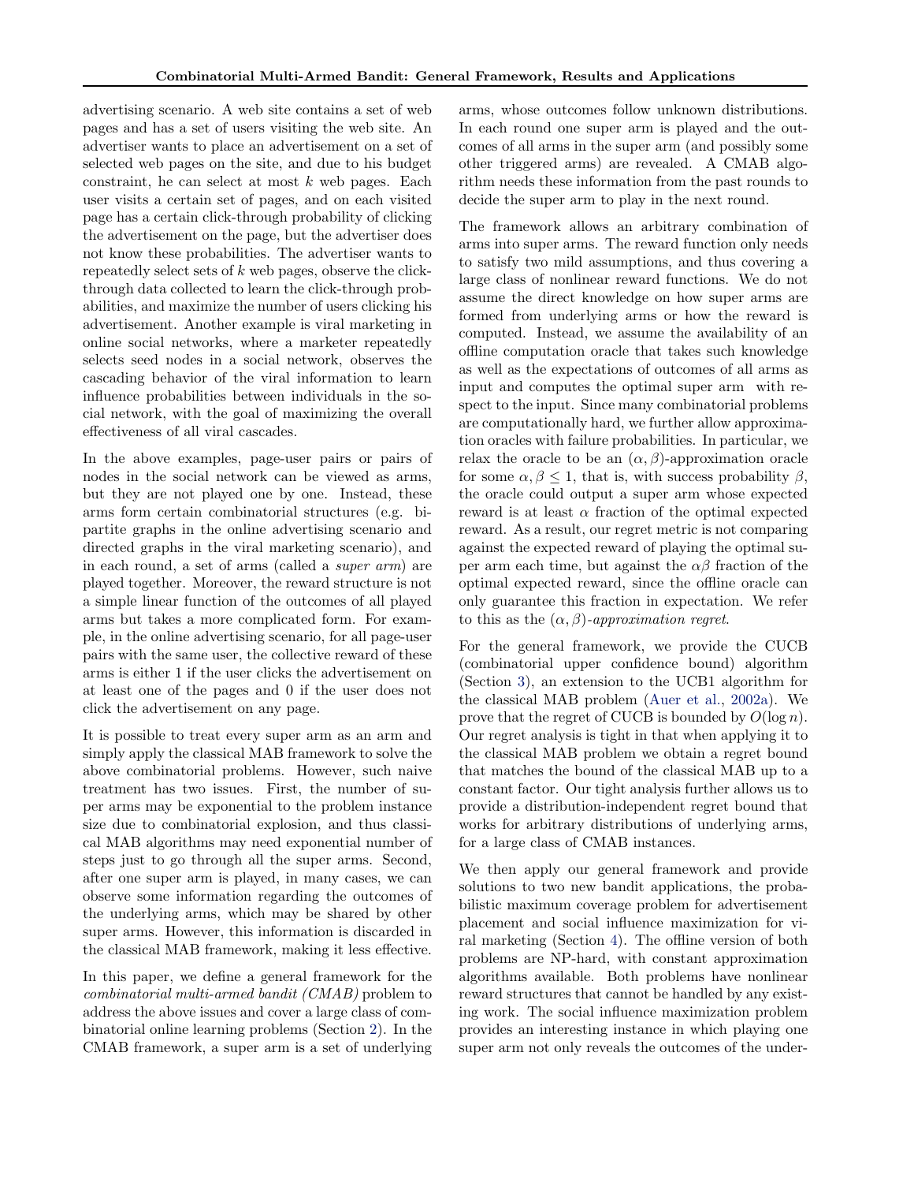advertising scenario. A web site contains a set of web pages and has a set of users visiting the web site. An advertiser wants to place an advertisement on a set of selected web pages on the site, and due to his budget constraint, he can select at most $k$ web pages. Each user visits a certain set of pages, and on each visited page has a certain click-through probability of clicking the advertisement on the page, but the advertiser does not know these probabilities. The advertiser wants to repeatedly select sets of $k$ web pages, observe the click-through data collected to learn the click-through probabilities, and maximize the number of users clicking his advertisement. Another example is viral marketing in online social networks, where a marketer repeatedly selects seed nodes in a social network, observes the cascading behavior of the viral information to learn influence probabilities between individuals in the social network, with the goal of maximizing the overall effectiveness of all viral cascades.

In the above examples, page-user pairs or pairs of nodes in the social network can be viewed as arms, but they are not played one by one. Instead, these arms form certain combinatorial structures (e.g. bipartite graphs in the online advertising scenario and directed graphs in the viral marketing scenario), and in each round, a set of arms (called a *super arm*) are played together. Moreover, the reward structure is not a simple linear function of the outcomes of all played arms but takes a more complicated form. For example, in the online advertising scenario, for all page-user pairs with the same user, the collective reward of these arms is either 1 if the user clicks the advertisement on at least one of the pages and 0 if the user does not click the advertisement on any page.

It is possible to treat every super arm as an arm and simply apply the classical MAB framework to solve the above combinatorial problems. However, such naive treatment has two issues. First, the number of super arms may be exponential to the problem instance size due to combinatorial explosion, and thus classical MAB algorithms may need exponential number of steps just to go through all the super arms. Second, after one super arm is played, in many cases, we can observe some information regarding the outcomes of the underlying arms, which may be shared by other super arms. However, this information is discarded in the classical MAB framework, making it less effective.

In this paper, we define a general framework for the *combinatorial multi-armed bandit (CMAB)* problem to address the above issues and cover a large class of combinatorial online learning problems (Section 2). In the CMAB framework, a super arm is a set of underlying arms, whose outcomes follow unknown distributions. In each round one super arm is played and the outcomes of all arms in the super arm (and possibly some other triggered arms) are revealed. A CMAB algorithm needs these information from the past rounds to decide the super arm to play in the next round.

The framework allows an arbitrary combination of arms into super arms. The reward function only needs to satisfy two mild assumptions, and thus covering a large class of nonlinear reward functions. We do not assume the direct knowledge on how super arms are formed from underlying arms or how the reward is computed. Instead, we assume the availability of an offline computation oracle that takes such knowledge as well as the expectations of outcomes of all arms as input and computes the optimal super arm with respect to the input. Since many combinatorial problems are computationally hard, we further allow approximation oracles with failure probabilities. In particular, we relax the oracle to be an $(\alpha, \beta)$-approximation oracle for some $\alpha, \beta \leq 1$, that is, with success probability $\beta$, the oracle could output a super arm whose expected reward is at least $\alpha$ fraction of the optimal expected reward. As a result, our regret metric is not comparing against the expected reward of playing the optimal super arm each time, but against the $\alpha\beta$ fraction of the optimal expected reward, since the offline oracle can only guarantee this fraction in expectation. We refer to this as the *$(\alpha, \beta)$-approximation regret*.

For the general framework, we provide the CUCB (combinatorial upper confidence bound) algorithm (Section 3), an extension to the UCB1 algorithm for the classical MAB problem (Auer et al., 2002a). We prove that the regret of CUCB is bounded by $O(\log n)$. Our regret analysis is tight in that when applying it to the classical MAB problem we obtain a regret bound that matches the bound of the classical MAB up to a constant factor. Our tight analysis further allows us to provide a distribution-independent regret bound that works for arbitrary distributions of underlying arms, for a large class of CMAB instances.

We then apply our general framework and provide solutions to two new bandit applications, the probabilistic maximum coverage problem for advertisement placement and social influence maximization for viral marketing (Section 4). The offline version of both problems are NP-hard, with constant approximation algorithms available. Both problems have nonlinear reward structures that cannot be handled by any existing work. The social influence maximization problem provides an interesting instance in which playing one super arm not only reveals the outcomes of the under-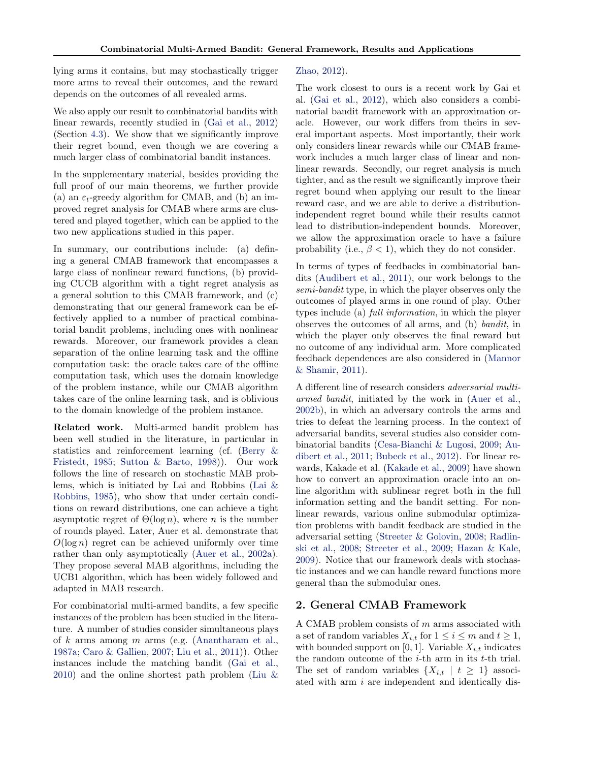lying arms it contains, but may stochastically trigger more arms to reveal their outcomes, and the reward depends on the outcomes of all revealed arms.

We also apply our result to combinatorial bandits with linear rewards, recently studied in (Gai et al., 2012) (Section 4.3). We show that we significantly improve their regret bound, even though we are covering a much larger class of combinatorial bandit instances.

In the supplementary material, besides providing the full proof of our main theorems, we further provide (a) an $\varepsilon_t$-greedy algorithm for CMAB, and (b) an improved regret analysis for CMAB where arms are clustered and played together, which can be applied to the two new applications studied in this paper.

In summary, our contributions include: (a) defining a general CMAB framework that encompasses a large class of nonlinear reward functions, (b) providing CUCB algorithm with a tight regret analysis as a general solution to this CMAB framework, and (c) demonstrating that our general framework can be effectively applied to a number of practical combinatorial bandit problems, including ones with nonlinear rewards. Moreover, our framework provides a clean separation of the online learning task and the offline computation task: the oracle takes care of the offline computation task, which uses the domain knowledge of the problem instance, while our CMAB algorithm takes care of the online learning task, and is oblivious to the domain knowledge of the problem instance.

**Related work.** Multi-armed bandit problem has been well studied in the literature, in particular in statistics and reinforcement learning (cf. (Berry & Fristedt, 1985; Sutton & Barto, 1998)). Our work follows the line of research on stochastic MAB problems, which is initiated by Lai and Robbins (Lai & Robbins, 1985), who show that under certain conditions on reward distributions, one can achieve a tight asymptotic regret of $\Theta(\log n)$, where $n$ is the number of rounds played. Later, Auer et al. demonstrate that $O(\log n)$ regret can be achieved uniformly over time rather than only asymptotically (Auer et al., 2002a). They propose several MAB algorithms, including the UCB1 algorithm, which has been widely followed and adapted in MAB research.

For combinatorial multi-armed bandits, a few specific instances of the problem has been studied in the literature. A number of studies consider simultaneous plays of $k$ arms among $m$ arms (e.g. (Anantharam et al., 1987a; Caro & Gallien, 2007; Liu et al., 2011)). Other instances include the matching bandit (Gai et al., 2010) and the online shortest path problem (Liu & Zhao, 2012).

The work closest to ours is a recent work by Gai et al. (Gai et al., 2012), which also considers a combinatorial bandit framework with an approximation oracle. However, our work differs from theirs in several important aspects. Most importantly, their work only considers linear rewards while our CMAB framework includes a much larger class of linear and nonlinear rewards. Secondly, our regret analysis is much tighter, and as the result we significantly improve their regret bound when applying our result to the linear reward case, and we are able to derive a distribution-independent regret bound while their results cannot lead to distribution-independent bounds. Moreover, we allow the approximation oracle to have a failure probability (i.e., $\beta < 1$), which they do not consider.

In terms of types of feedbacks in combinatorial bandits (Audibert et al., 2011), our work belongs to the *semi-bandit* type, in which the player observes only the outcomes of played arms in one round of play. Other types include (a) *full information*, in which the player observes the outcomes of all arms, and (b) *bandit*, in which the player only observes the final reward but no outcome of any individual arm. More complicated feedback dependences are also considered in (Mannor & Shamir, 2011).

A different line of research considers *adversarial multi-armed bandit*, initiated by the work in (Auer et al., 2002b), in which an adversary controls the arms and tries to defeat the learning process. In the context of adversarial bandits, several studies also consider combinatorial bandits (Cesa-Bianchi & Lugosi, 2009; Audibert et al., 2011; Bubeck et al., 2012). For linear rewards, Kakade et al. (Kakade et al., 2009) have shown how to convert an approximation oracle into an online algorithm with sublinear regret both in the full information setting and the bandit setting. For nonlinear rewards, various online submodular optimization problems with bandit feedback are studied in the adversarial setting (Streeter & Golovin, 2008; Radlinski et al., 2008; Streeter et al., 2009; Hazan & Kale, 2009). Notice that our framework deals with stochastic instances and we can handle reward functions more general than the submodular ones.

## 2. General CMAB Framework

A CMAB problem consists of $m$ arms associated with a set of random variables $X_{i,t}$ for $1 \leq i \leq m$ and $t \geq 1$, with bounded support on $[0, 1]$. Variable $X_{i,t}$ indicates the random outcome of the $i$-th arm in its $t$-th trial. The set of random variables $\{X_{i,t} \mid t \geq 1\}$ associated with arm $i$ are independent and identically dis-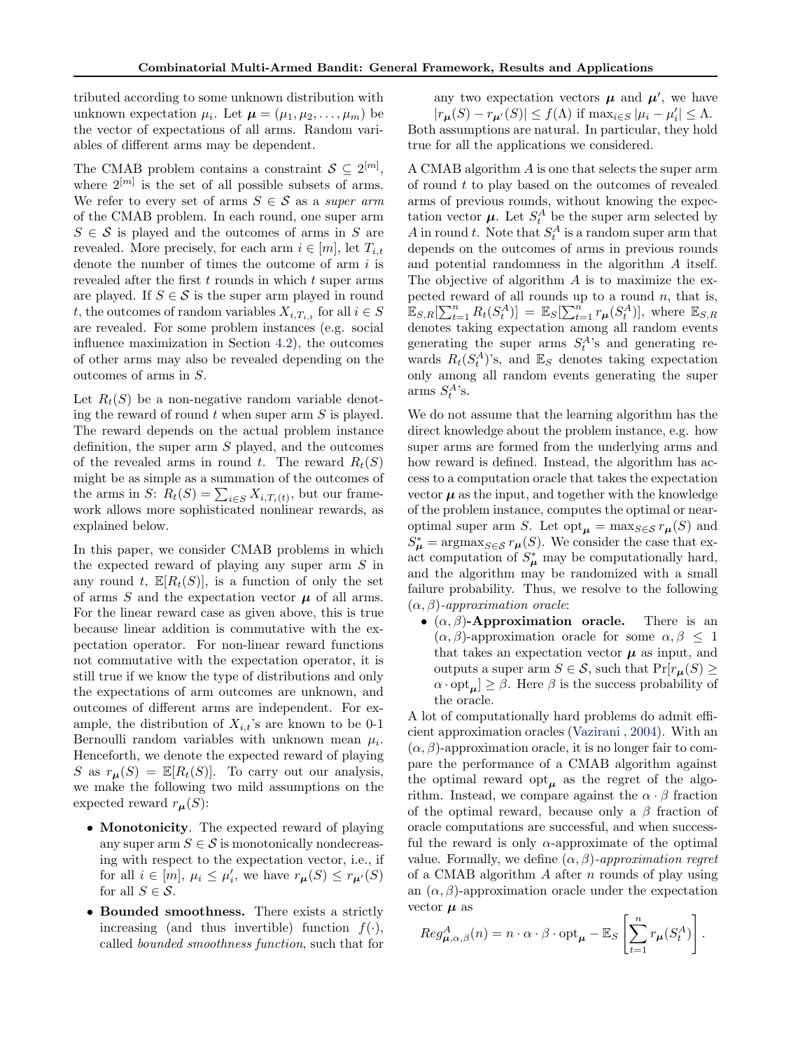tributed according to some unknown distribution with unknown expectation $\mu_i$. Let $\boldsymbol{\mu} = (\mu_1, \mu_2, \ldots, \mu_m)$ be the vector of expectations of all arms. Random variables of different arms may be dependent.

The CMAB problem contains a constraint $\mathcal{S} \subseteq 2^{[m]}$, where $2^{[m]}$ is the set of all possible subsets of arms. We refer to every set of arms $S \in \mathcal{S}$ as a *super arm* of the CMAB problem. In each round, one super arm $S \in \mathcal{S}$ is played and the outcomes of arms in $S$ are revealed. More precisely, for each arm $i \in [m]$, let $T_{i,t}$ denote the number of times the outcome of arm $i$ is revealed after the first $t$ rounds in which $t$ super arms are played. If $S \in \mathcal{S}$ is the super arm played in round $t$, the outcomes of random variables $X_{i,T_{i,t}}$ for all $i \in S$ are revealed. For some problem instances (e.g. social influence maximization in Section 4.2), the outcomes of other arms may also be revealed depending on the outcomes of arms in $S$.

Let $R_t(S)$ be a non-negative random variable denoting the reward of round $t$ when super arm $S$ is played. The reward depends on the actual problem instance definition, the super arm $S$ played, and the outcomes of the revealed arms in round $t$. The reward $R_t(S)$ might be as simple as a summation of the outcomes of the arms in $S$: $R_t(S) = \sum_{i \in S} X_{i,T_i(t)}$, but our framework allows more sophisticated nonlinear rewards, as explained below.

In this paper, we consider CMAB problems in which the expected reward of playing any super arm $S$ in any round $t$, $\mathbb{E}[R_t(S)]$, is a function of only the set of arms $S$ and the expectation vector $\boldsymbol{\mu}$ of all arms. For the linear reward case as given above, this is true because linear addition is commutative with the expectation operator. For non-linear reward functions not commutative with the expectation operator, it is still true if we know the type of distributions and only the expectations of arm outcomes are unknown, and outcomes of different arms are independent. For example, the distribution of $X_{i,t}$'s are known to be 0-1 Bernoulli random variables with unknown mean $\mu_i$. Henceforth, we denote the expected reward of playing $S$ as $r_{\boldsymbol{\mu}}(S) = \mathbb{E}[R_t(S)]$. To carry out our analysis, we make the following two mild assumptions on the expected reward $r_{\boldsymbol{\mu}}(S)$:

- **Monotonicity**. The expected reward of playing any super arm $S \in \mathcal{S}$ is monotonically nondecreasing with respect to the expectation vector, i.e., if for all $i \in [m]$, $\mu_i \leq \mu'_i$, we have $r_{\boldsymbol{\mu}}(S) \leq r_{\boldsymbol{\mu}'}(S)$ for all $S \in \mathcal{S}$.
- **Bounded smoothness.** There exists a strictly increasing (and thus invertible) function $f(\cdot)$, called *bounded smoothness function*, such that for any two expectation vectors $\boldsymbol{\mu}$ and $\boldsymbol{\mu}'$, we have $|r_{\boldsymbol{\mu}}(S) - r_{\boldsymbol{\mu}'}(S)| \leq f(\Lambda)$ if $\max_{i \in S} |\mu_i - \mu'_i| \leq \Lambda$.

Both assumptions are natural. In particular, they hold true for all the applications we considered.

A CMAB algorithm $A$ is one that selects the super arm of round $t$ to play based on the outcomes of revealed arms of previous rounds, without knowing the expectation vector $\boldsymbol{\mu}$. Let $S_t^A$ be the super arm selected by $A$ in round $t$. Note that $S_t^A$ is a random super arm that depends on the outcomes of arms in previous rounds and potential randomness in the algorithm $A$ itself. The objective of algorithm $A$ is to maximize the expected reward of all rounds up to a round $n$, that is, $\mathbb{E}_{S,R}[\sum_{t=1}^{n} R_t(S_t^A)] = \mathbb{E}_S[\sum_{t=1}^{n} r_{\boldsymbol{\mu}}(S_t^A)]$, where $\mathbb{E}_{S,R}$ denotes taking expectation among all random events generating the super arms $S_t^A$'s and generating rewards $R_t(S_t^A)$'s, and $\mathbb{E}_S$ denotes taking expectation only among all random events generating the super arms $S_t^A$'s.

We do not assume that the learning algorithm has the direct knowledge about the problem instance, e.g. how super arms are formed from the underlying arms and how reward is defined. Instead, the algorithm has access to a computation oracle that takes the expectation vector $\boldsymbol{\mu}$ as the input, and together with the knowledge of the problem instance, computes the optimal or near-optimal super arm $S$. Let $\mathrm{opt}_{\boldsymbol{\mu}} = \max_{S \in \mathcal{S}} r_{\boldsymbol{\mu}}(S)$ and $S^*_{\boldsymbol{\mu}} = \mathrm{argmax}_{S \in \mathcal{S}} r_{\boldsymbol{\mu}}(S)$. We consider the case that exact computation of $S^*_{\boldsymbol{\mu}}$ may be computationally hard, and the algorithm may be randomized with a small failure probability. Thus, we resolve to the following $(\alpha, \beta)$-*approximation oracle*:

- **$(\alpha, \beta)$-Approximation oracle.** There is an $(\alpha, \beta)$-approximation oracle for some $\alpha, \beta \leq 1$ that takes an expectation vector $\boldsymbol{\mu}$ as input, and outputs a super arm $S \in \mathcal{S}$, such that $\Pr[r_{\boldsymbol{\mu}}(S) \geq \alpha \cdot \mathrm{opt}_{\boldsymbol{\mu}}] \geq \beta$. Here $\beta$ is the success probability of the oracle.

A lot of computationally hard problems do admit efficient approximation oracles (Vazirani , 2004). With an $(\alpha, \beta)$-approximation oracle, it is no longer fair to compare the performance of a CMAB algorithm against the optimal reward $\mathrm{opt}_{\boldsymbol{\mu}}$ as the regret of the algorithm. Instead, we compare against the $\alpha \cdot \beta$ fraction of the optimal reward, because only a $\beta$ fraction of oracle computations are successful, and when successful the reward is only $\alpha$-approximate of the optimal value. Formally, we define $(\alpha, \beta)$-*approximation regret* of a CMAB algorithm $A$ after $n$ rounds of play using an $(\alpha, \beta)$-approximation oracle under the expectation vector $\boldsymbol{\mu}$ as

$$Reg^A_{\boldsymbol{\mu},\alpha,\beta}(n) = n \cdot \alpha \cdot \beta \cdot \mathrm{opt}_{\boldsymbol{\mu}} - \mathbb{E}_S\left[\sum_{t=1}^{n} r_{\boldsymbol{\mu}}(S_t^A)\right].$$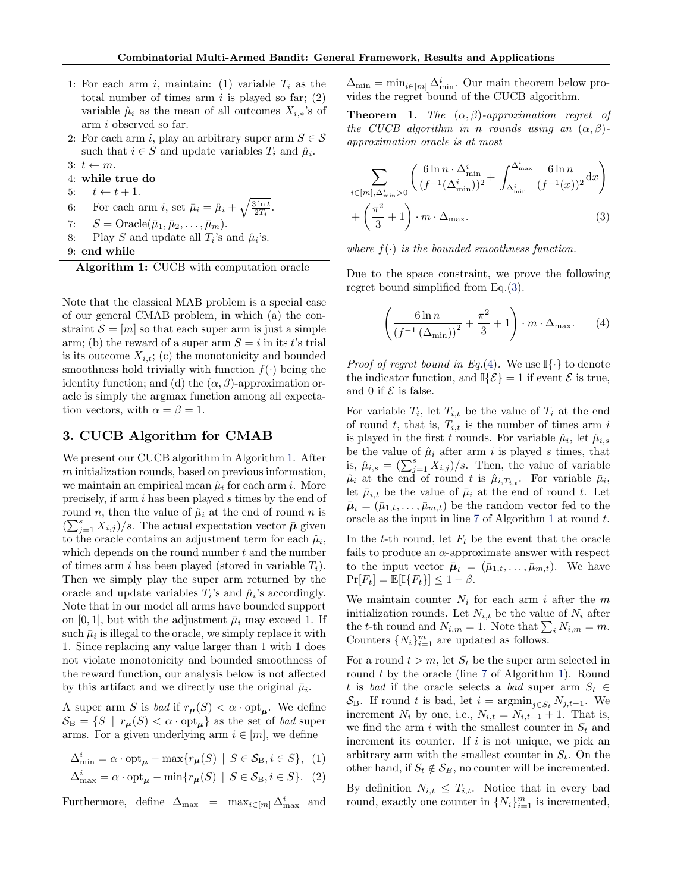```
1: For each arm i, maintain: (1) variable T_i as the
   total number of times arm i is played so far; (2)
   variable μ̂_i as the mean of all outcomes X_{i,*}'s of
   arm i observed so far.
2: For each arm i, play an arbitrary super arm S ∈ 𝒮
   such that i ∈ S and update variables T_i and μ̂_i.
3: t ← m.
4: while true do
5:     t ← t + 1.
6:     For each arm i, set μ̄_i = μ̂_i + sqrt(3 ln t / (2 T_i)).
7:     S = Oracle(μ̄_1, μ̄_2, ..., μ̄_m).
8:     Play S and update all T_i's and μ̂_i's.
9: end while
```

**Algorithm 1:** CUCB with computation oracle

Note that the classical MAB problem is a special case of our general CMAB problem, in which (a) the constraint $\mathcal{S} = [m]$ so that each super arm is just a simple arm; (b) the reward of a super arm $S = i$ in its $t$'s trial is its outcome $X_{i,t}$; (c) the monotonicity and bounded smoothness hold trivially with function $f(\cdot)$ being the identity function; and (d) the $(\alpha, \beta)$-approximation oracle is simply the argmax function among all expectation vectors, with $\alpha = \beta = 1$.

## 3. CUCB Algorithm for CMAB

We present our CUCB algorithm in Algorithm 1. After $m$ initialization rounds, based on previous information, we maintain an empirical mean $\hat{\mu}_i$ for each arm $i$. More precisely, if arm $i$ has been played $s$ times by the end of round $n$, then the value of $\hat{\mu}_i$ at the end of round $n$ is $(\sum_{j=1}^{s} X_{i,j})/s$. The actual expectation vector $\bar{\boldsymbol{\mu}}$ given to the oracle contains an adjustment term for each $\hat{\mu}_i$, which depends on the round number $t$ and the number of times arm $i$ has been played (stored in variable $T_i$). Then we simply play the super arm returned by the oracle and update variables $T_i$'s and $\hat{\mu}_i$'s accordingly. Note that in our model all arms have bounded support on $[0, 1]$, but with the adjustment $\bar{\mu}_i$ may exceed 1. If such $\bar{\mu}_i$ is illegal to the oracle, we simply replace it with 1. Since replacing any value larger than 1 with 1 does not violate monotonicity and bounded smoothness of the reward function, our analysis below is not affected by this artifact and we directly use the original $\bar{\mu}_i$.

A super arm $S$ is *bad* if $r_{\boldsymbol{\mu}}(S) < \alpha \cdot \mathrm{opt}_{\boldsymbol{\mu}}$. We define $\mathcal{S}_{\mathrm{B}} = \{S \mid r_{\boldsymbol{\mu}}(S) < \alpha \cdot \mathrm{opt}_{\boldsymbol{\mu}}\}$ as the set of *bad* super arms. For a given underlying arm $i \in [m]$, we define

$$\Delta_{\min}^{i} = \alpha \cdot \mathrm{opt}_{\boldsymbol{\mu}} - \max\{r_{\boldsymbol{\mu}}(S) \mid S \in \mathcal{S}_{\mathrm{B}}, i \in S\}, \quad (1)$$

$$\Delta_{\max}^{i} = \alpha \cdot \mathrm{opt}_{\boldsymbol{\mu}} - \min\{r_{\boldsymbol{\mu}}(S) \mid S \in \mathcal{S}_{\mathrm{B}}, i \in S\}. \quad (2)$$

Furthermore, define $\Delta_{\max} = \max_{i \in [m]} \Delta_{\max}^{i}$ and $\Delta_{\min} = \min_{i \in [m]} \Delta_{\min}^{i}$. Our main theorem below provides the regret bound of the CUCB algorithm.

**Theorem 1.** *The $(\alpha, \beta)$-approximation regret of the CUCB algorithm in $n$ rounds using an $(\alpha, \beta)$-approximation oracle is at most*

$$\sum_{i \in [m], \Delta_{\min}^{i} > 0} \left( \frac{6 \ln n \cdot \Delta_{\min}^{i}}{(f^{-1}(\Delta_{\min}^{i}))^2} + \int_{\Delta_{\min}^{i}}^{\Delta_{\max}^{i}} \frac{6 \ln n}{(f^{-1}(x))^2} \mathrm{d}x \right) + \left( \frac{\pi^2}{3} + 1 \right) \cdot m \cdot \Delta_{\max}. \quad (3)$$

*where $f(\cdot)$ is the bounded smoothness function.*

Due to the space constraint, we prove the following regret bound simplified from Eq.(3).

$$\left( \frac{6 \ln n}{\left(f^{-1}\left(\Delta_{\min}\right)\right)^2} + \frac{\pi^2}{3} + 1 \right) \cdot m \cdot \Delta_{\max}. \quad (4)$$

*Proof of regret bound in Eq.(4).* We use $\mathbb{I}\{\cdot\}$ to denote the indicator function, and $\mathbb{I}\{\mathcal{E}\} = 1$ if event $\mathcal{E}$ is true, and 0 if $\mathcal{E}$ is false.

For variable $T_i$, let $T_{i,t}$ be the value of $T_i$ at the end of round $t$, that is, $T_{i,t}$ is the number of times arm $i$ is played in the first $t$ rounds. For variable $\hat{\mu}_i$, let $\hat{\mu}_{i,s}$ be the value of $\hat{\mu}_i$ after arm $i$ is played $s$ times, that is, $\hat{\mu}_{i,s} = (\sum_{j=1}^{s} X_{i,j})/s$. Then, the value of variable $\hat{\mu}_i$ at the end of round $t$ is $\hat{\mu}_{i,T_{i,t}}$. For variable $\bar{\mu}_i$, let $\bar{\mu}_{i,t}$ be the value of $\bar{\mu}_i$ at the end of round $t$. Let $\bar{\boldsymbol{\mu}}_t = (\bar{\mu}_{1,t}, \ldots, \bar{\mu}_{m,t})$ be the random vector fed to the oracle as the input in line 7 of Algorithm 1 at round $t$.

In the $t$-th round, let $F_t$ be the event that the oracle fails to produce an $\alpha$-approximate answer with respect to the input vector $\bar{\boldsymbol{\mu}}_t = (\bar{\mu}_{1,t}, \ldots, \bar{\mu}_{m,t})$. We have $\Pr[F_t] = \mathbb{E}[\mathbb{I}\{F_t\}] \leq 1 - \beta$.

We maintain counter $N_i$ for each arm $i$ after the $m$ initialization rounds. Let $N_{i,t}$ be the value of $N_i$ after the $t$-th round and $N_{i,m} = 1$. Note that $\sum_i N_{i,m} = m$. Counters $\{N_i\}_{i=1}^{m}$ are updated as follows.

For a round $t > m$, let $S_t$ be the super arm selected in round $t$ by the oracle (line 7 of Algorithm 1). Round $t$ is *bad* if the oracle selects a *bad* super arm $S_t \in \mathcal{S}_{\mathrm{B}}$. If round $t$ is bad, let $i = \operatorname{argmin}_{j \in S_t} N_{j,t-1}$. We increment $N_i$ by one, i.e., $N_{i,t} = N_{i,t-1} + 1$. That is, we find the arm $i$ with the smallest counter in $S_t$ and increment its counter. If $i$ is not unique, we pick an arbitrary arm with the smallest counter in $S_t$. On the other hand, if $S_t \notin \mathcal{S}_B$, no counter will be incremented.

By definition $N_{i,t} \leq T_{i,t}$. Notice that in every bad round, exactly one counter in $\{N_i\}_{i=1}^{m}$ is incremented,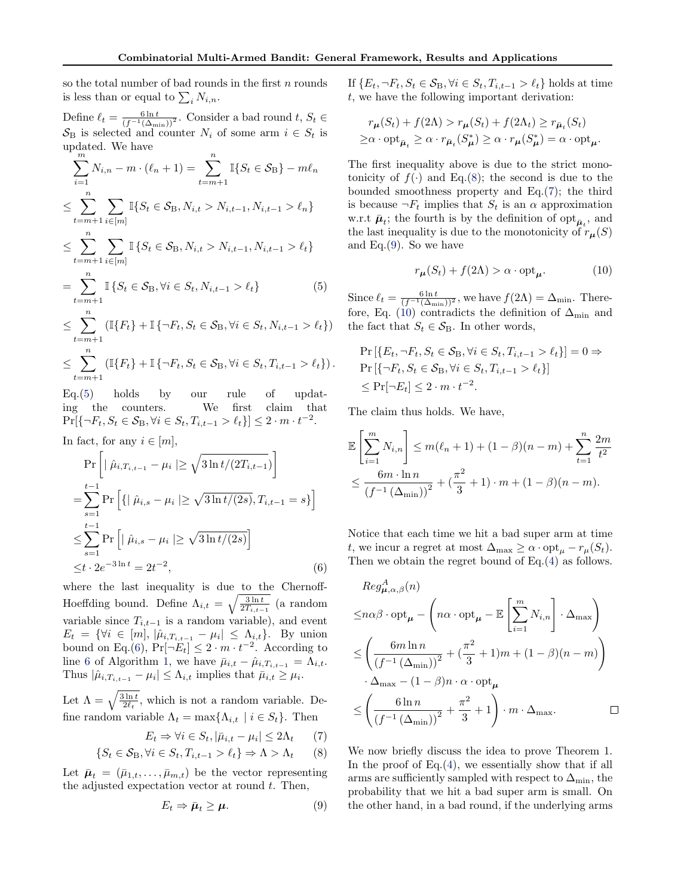so the total number of bad rounds in the first $n$ rounds is less than or equal to $\sum_i N_{i,n}$.

Define $\ell_t = \frac{6 \ln t}{(f^{-1}(\Delta_{\min}))^2}$. Consider a bad round $t$, $S_t \in \mathcal{S}_{\rm B}$ is selected and counter $N_i$ of some arm $i \in S_t$ is updated. We have

$$
\begin{aligned}
&\sum_{i=1}^{m} N_{i,n} - m \cdot (\ell_n + 1) = \sum_{t=m+1}^{n} \mathbb{I}\{S_t \in \mathcal{S}_{\rm B}\} - m\ell_n \\
&\leq \sum_{t=m+1}^{n} \sum_{i \in [m]} \mathbb{I}\{S_t \in \mathcal{S}_{\rm B}, N_{i,t} > N_{i,t-1}, N_{i,t-1} > \ell_n\} \\
&\leq \sum_{t=m+1}^{n} \sum_{i \in [m]} \mathbb{I}\left\{S_t \in \mathcal{S}_{\rm B}, N_{i,t} > N_{i,t-1}, N_{i,t-1} > \ell_t\right\} \\
&= \sum_{t=m+1}^{n} \mathbb{I}\left\{S_t \in \mathcal{S}_{\rm B}, \forall i \in S_t, N_{i,t-1} > \ell_t\right\} \qquad (5) \\
&\leq \sum_{t=m+1}^{n} \left(\mathbb{I}\{F_t\} + \mathbb{I}\left\{\neg F_t, S_t \in \mathcal{S}_{\rm B}, \forall i \in S_t, N_{i,t-1} > \ell_t\right\}\right) \\
&\leq \sum_{t=m+1}^{n} \left(\mathbb{I}\{F_t\} + \mathbb{I}\left\{\neg F_t, S_t \in \mathcal{S}_{\rm B}, \forall i \in S_t, T_{i,t-1} > \ell_t\right\}\right).
\end{aligned}
$$

Eq.(5) holds by our rule of updating the counters. We first claim that $\Pr[\{\neg F_t, S_t \in \mathcal{S}_{\rm B}, \forall i \in S_t, T_{i,t-1} > \ell_t\}] \leq 2 \cdot m \cdot t^{-2}$.

In fact, for any $i \in [m]$,

$$
\begin{aligned}
&\Pr\left[ |\hat{\mu}_{i,T_{i,t-1}} - \mu_i| \geq \sqrt{3 \ln t/(2T_{i,t-1})}\right] \\
=&\sum_{s=1}^{t-1} \Pr\left[\{ |\hat{\mu}_{i,s} - \mu_i| \geq \sqrt{3 \ln t/(2s)}, T_{i,t-1} = s\}\right] \\
\leq&\sum_{s=1}^{t-1} \Pr\left[ |\hat{\mu}_{i,s} - \mu_i| \geq \sqrt{3 \ln t/(2s)}\right] \\
\leq& t \cdot 2e^{-3\ln t} = 2t^{-2}, \qquad (6)
\end{aligned}
$$

where the last inequality is due to the Chernoff-Hoeffding bound. Define $\Lambda_{i,t} = \sqrt{\frac{3 \ln t}{2T_{i,t-1}}}$ (a random variable since $T_{i,t-1}$ is a random variable), and event $E_t = \{\forall i \in [m], |\hat{\mu}_{i,T_{i,t-1}} - \mu_i| \leq \Lambda_{i,t}\}$. By union bound on Eq.(6), $\Pr[\neg E_t] \leq 2 \cdot m \cdot t^{-2}$. According to line 6 of Algorithm 1, we have $\bar{\mu}_{i,t} - \hat{\mu}_{i,T_{i,t-1}} = \Lambda_{i,t}$. Thus $|\hat{\mu}_{i,T_{i,t-1}} - \mu_i| \leq \Lambda_{i,t}$ implies that $\bar{\mu}_{i,t} \geq \mu_i$.

Let $\Lambda = \sqrt{\frac{3 \ln t}{2\ell_t}}$, which is not a random variable. Define random variable $\Lambda_t = \max\{\Lambda_{i,t} \mid i \in S_t\}$. Then

$$E_t \Rightarrow \forall i \in S_t, |\bar{\mu}_{i,t} - \mu_i| \leq 2\Lambda_t \qquad (7)$$

$$\{S_t \in \mathcal{S}_{\rm B}, \forall i \in S_t, T_{i,t-1} > \ell_t\} \Rightarrow \Lambda > \Lambda_t \qquad (8)$$

Let $\bar{\boldsymbol{\mu}}_t = (\bar{\mu}_{1,t}, \ldots, \bar{\mu}_{m,t})$ be the vector representing the adjusted expectation vector at round $t$. Then,

$$E_t \Rightarrow \bar{\boldsymbol{\mu}}_t \geq \boldsymbol{\mu}. \qquad (9)$$

If $\{E_t, \neg F_t, S_t \in \mathcal{S}_{\rm B}, \forall i \in S_t, T_{i,t-1} > \ell_t\}$ holds at time $t$, we have the following important derivation:

$$
\begin{aligned}
&r_{\boldsymbol{\mu}}(S_t) + f(2\Lambda) > r_{\boldsymbol{\mu}}(S_t) + f(2\Lambda_t) \geq r_{\bar{\boldsymbol{\mu}}_t}(S_t) \\
&\geq \alpha \cdot \mathrm{opt}_{\bar{\boldsymbol{\mu}}_t} \geq \alpha \cdot r_{\bar{\boldsymbol{\mu}}_t}(S^*_{\boldsymbol{\mu}}) \geq \alpha \cdot r_{\boldsymbol{\mu}}(S^*_{\boldsymbol{\mu}}) = \alpha \cdot \mathrm{opt}_{\boldsymbol{\mu}}.
\end{aligned}
$$

The first inequality above is due to the strict monotonicity of $f(\cdot)$ and Eq.(8); the second is due to the bounded smoothness property and Eq.(7); the third is because $\neg F_t$ implies that $S_t$ is an $\alpha$ approximation w.r.t $\bar{\boldsymbol{\mu}}_t$; the fourth is by the definition of $\mathrm{opt}_{\bar{\boldsymbol{\mu}}_t}$, and the last inequality is due to the monotonicity of $r_{\boldsymbol{\mu}}(S)$ and Eq.(9). So we have

$$r_{\boldsymbol{\mu}}(S_t) + f(2\Lambda) > \alpha \cdot \mathrm{opt}_{\boldsymbol{\mu}}. \qquad (10)$$

Since $\ell_t = \frac{6 \ln t}{(f^{-1}(\Delta_{\min}))^2}$, we have $f(2\Lambda) = \Delta_{\min}$. Therefore, Eq. (10) contradicts the definition of $\Delta_{\min}$ and the fact that $S_t \in \mathcal{S}_{\rm B}$. In other words,

$$
\begin{aligned}
&\Pr\left[\{E_t, \neg F_t, S_t \in \mathcal{S}_{\rm B}, \forall i \in S_t, T_{i,t-1} > \ell_t\}\right] = 0 \Rightarrow \\
&\Pr\left[\{\neg F_t, S_t \in \mathcal{S}_{\rm B}, \forall i \in S_t, T_{i,t-1} > \ell_t\}\right] \\
&\leq \Pr[\neg E_t] \leq 2 \cdot m \cdot t^{-2}.
\end{aligned}
$$

The claim thus holds. We have,

$$
\begin{aligned}
&\mathbb{E}\left[\sum_{i=1}^{m} N_{i,n}\right] \leq m(\ell_n + 1) + (1-\beta)(n-m) + \sum_{t=1}^{n} \frac{2m}{t^2} \\
&\leq \frac{6m \cdot \ln n}{\left(f^{-1}\left(\Delta_{\min}\right)\right)^2} + (\frac{\pi^2}{3} + 1) \cdot m + (1-\beta)(n-m).
\end{aligned}
$$

Notice that each time we hit a bad super arm at time $t$, we incur a regret at most $\Delta_{\max} \geq \alpha \cdot \mathrm{opt}_\mu - r_\mu(S_t)$. Then we obtain the regret bound of Eq.(4) as follows.

$$
\begin{aligned}
&Reg^A_{\boldsymbol{\mu},\alpha,\beta}(n) \\
\leq& n\alpha\beta \cdot \mathrm{opt}_{\boldsymbol{\mu}} - \left(n\alpha \cdot \mathrm{opt}_{\boldsymbol{\mu}} - \mathbb{E}\left[\sum_{i=1}^{m} N_{i,n}\right] \cdot \Delta_{\max}\right) \\
\leq& \left(\frac{6m \ln n}{\left(f^{-1}\left(\Delta_{\min}\right)\right)^2} + (\frac{\pi^2}{3} + 1)m + (1-\beta)(n-m)\right) \\
&\cdot \Delta_{\max} - (1-\beta)n \cdot \alpha \cdot \mathrm{opt}_{\boldsymbol{\mu}} \\
\leq& \left(\frac{6 \ln n}{\left(f^{-1}\left(\Delta_{\min}\right)\right)^2} + \frac{\pi^2}{3} + 1\right) \cdot m \cdot \Delta_{\max}. \qquad \square
\end{aligned}
$$

We now briefly discuss the idea to prove Theorem 1. In the proof of Eq.(4), we essentially show that if all arms are sufficiently sampled with respect to $\Delta_{\min}$, the probability that we hit a bad super arm is small. On the other hand, in a bad round, if the underlying arms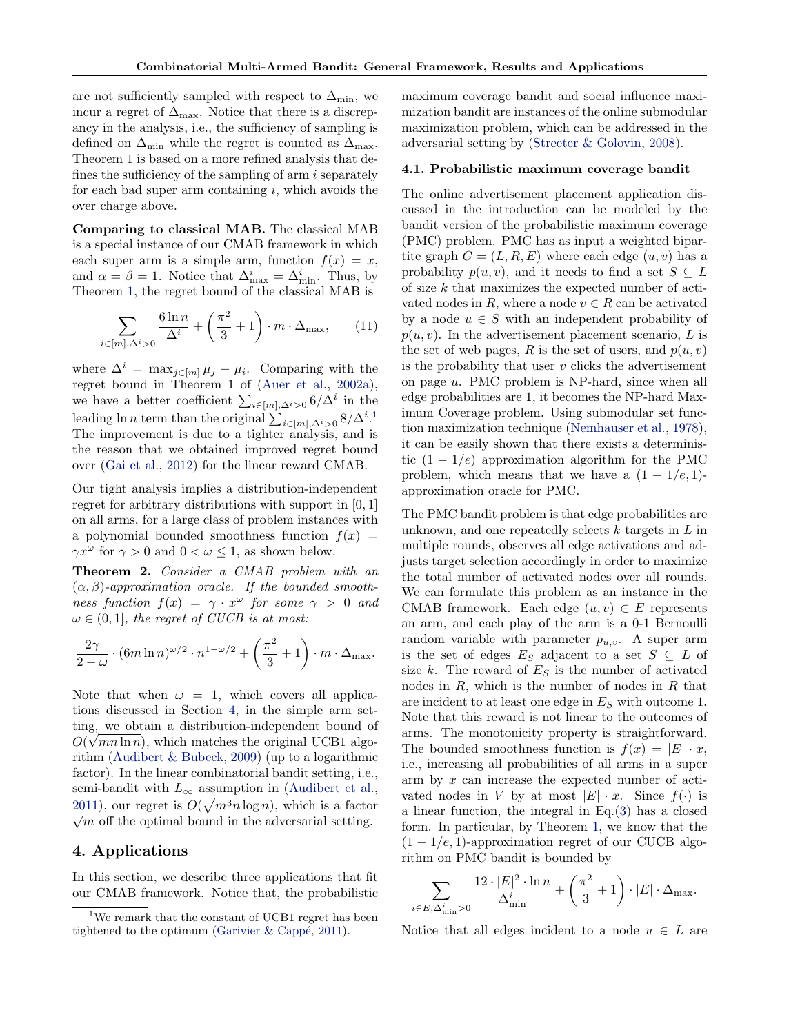are not sufficiently sampled with respect to $\Delta_{\min}$, we incur a regret of $\Delta_{\max}$. Notice that there is a discrepancy in the analysis, i.e., the sufficiency of sampling is defined on $\Delta_{\min}$ while the regret is counted as $\Delta_{\max}$. Theorem 1 is based on a more refined analysis that defines the sufficiency of the sampling of arm $i$ separately for each bad super arm containing $i$, which avoids the over charge above.

**Comparing to classical MAB.** The classical MAB is a special instance of our CMAB framework in which each super arm is a simple arm, function $f(x) = x$, and $\alpha = \beta = 1$. Notice that $\Delta^i_{\max} = \Delta^i_{\min}$. Thus, by Theorem 1, the regret bound of the classical MAB is

$$\sum_{i \in [m], \Delta^i > 0} \frac{6 \ln n}{\Delta^i} + \left(\frac{\pi^2}{3} + 1\right) \cdot m \cdot \Delta_{\max}, \tag{11}$$

where $\Delta^i = \max_{j \in [m]} \mu_j - \mu_i$. Comparing with the regret bound in Theorem 1 of (Auer et al., 2002a), we have a better coefficient $\sum_{i \in [m], \Delta^i > 0} 6/\Delta^i$ in the leading $\ln n$ term than the original $\sum_{i \in [m], \Delta^i > 0} 8/\Delta^i$.[1] The improvement is due to a tighter analysis, and is the reason that we obtained improved regret bound over (Gai et al., 2012) for the linear reward CMAB.

Our tight analysis implies a distribution-independent regret for arbitrary distributions with support in $[0, 1]$ on all arms, for a large class of problem instances with a polynomial bounded smoothness function $f(x) = \gamma x^{\omega}$ for $\gamma > 0$ and $0 < \omega \leq 1$, as shown below.

**Theorem 2.** *Consider a CMAB problem with an $(\alpha, \beta)$-approximation oracle. If the bounded smoothness function $f(x) = \gamma \cdot x^{\omega}$ for some $\gamma > 0$ and $\omega \in (0, 1]$, the regret of CUCB is at most:*

$$\frac{2\gamma}{2 - \omega} \cdot (6 m \ln n)^{\omega/2} \cdot n^{1 - \omega/2} + \left(\frac{\pi^2}{3} + 1\right) \cdot m \cdot \Delta_{\max}.$$

Note that when $\omega = 1$, which covers all applications discussed in Section 4, in the simple arm setting, we obtain a distribution-independent bound of $O(\sqrt{mn \ln n})$, which matches the original UCB1 algorithm (Audibert & Bubeck, 2009) (up to a logarithmic factor). In the linear combinatorial bandit setting, i.e., semi-bandit with $L_\infty$ assumption in (Audibert et al., 2011), our regret is $O(\sqrt{m^3 n \log n})$, which is a factor $\sqrt{m}$ off the optimal bound in the adversarial setting.

## 4. Applications

In this section, we describe three applications that fit our CMAB framework. Notice that, the probabilistic maximum coverage bandit and social influence maximization bandit are instances of the online submodular maximization problem, which can be addressed in the adversarial setting by (Streeter & Golovin, 2008).

### 4.1. Probabilistic maximum coverage bandit

The online advertisement placement application discussed in the introduction can be modeled by the bandit version of the probabilistic maximum coverage (PMC) problem. PMC has as input a weighted bipartite graph $G = (L, R, E)$ where each edge $(u, v)$ has a probability $p(u, v)$, and it needs to find a set $S \subseteq L$ of size $k$ that maximizes the expected number of activated nodes in $R$, where a node $v \in R$ can be activated by a node $u \in S$ with an independent probability of $p(u, v)$. In the advertisement placement scenario, $L$ is the set of web pages, $R$ is the set of users, and $p(u, v)$ is the probability that user $v$ clicks the advertisement on page $u$. PMC problem is NP-hard, since when all edge probabilities are 1, it becomes the NP-hard Maximum Coverage problem. Using submodular set function maximization technique (Nemhauser et al., 1978), it can be easily shown that there exists a deterministic $(1 - 1/e)$ approximation algorithm for the PMC problem, which means that we have a $(1 - 1/e, 1)$-approximation oracle for PMC.

The PMC bandit problem is that edge probabilities are unknown, and one repeatedly selects $k$ targets in $L$ in multiple rounds, observes all edge activations and adjusts target selection accordingly in order to maximize the total number of activated nodes over all rounds. We can formulate this problem as an instance in the CMAB framework. Each edge $(u, v) \in E$ represents an arm, and each play of the arm is a 0-1 Bernoulli random variable with parameter $p_{u,v}$. A super arm is the set of edges $E_S$ adjacent to a set $S \subseteq L$ of size $k$. The reward of $E_S$ is the number of activated nodes in $R$, which is the number of nodes in $R$ that are incident to at least one edge in $E_S$ with outcome 1. Note that this reward is not linear to the outcomes of arms. The monotonicity property is straightforward. The bounded smoothness function is $f(x) = |E| \cdot x$, i.e., increasing all probabilities of all arms in a super arm by $x$ can increase the expected number of activated nodes in $V$ by at most $|E| \cdot x$. Since $f(\cdot)$ is a linear function, the integral in Eq.(3) has a closed form. In particular, by Theorem 1, we know that the $(1 - 1/e, 1)$-approximation regret of our CUCB algorithm on PMC bandit is bounded by

$$\sum_{i \in E, \Delta^i_{\min} > 0} \frac{12 \cdot |E|^2 \cdot \ln n}{\Delta^i_{\min}} + \left(\frac{\pi^2}{3} + 1\right) \cdot |E| \cdot \Delta_{\max}.$$

Notice that all edges incident to a node $u \in L$ are

[1] We remark that the constant of UCB1 regret has been tightened to the optimum (Garivier & Cappé, 2011).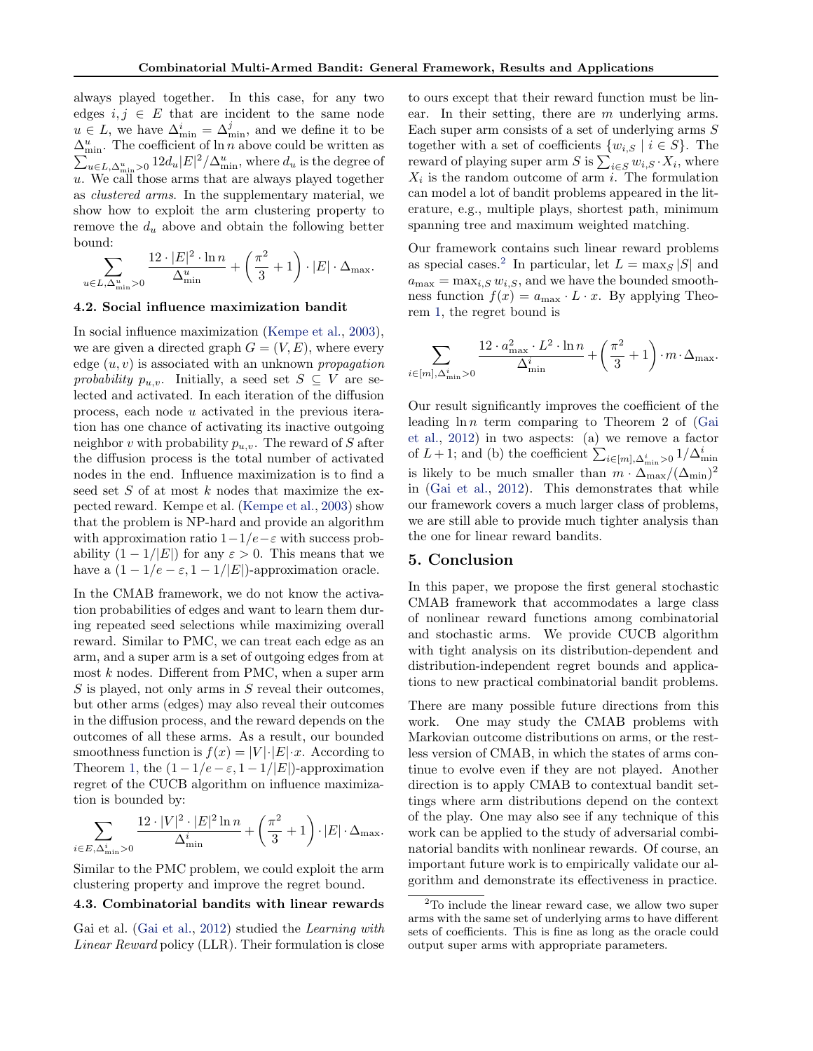always played together. In this case, for any two edges $i, j \in E$ that are incident to the same node $u \in L$, we have $\Delta^i_{\min} = \Delta^j_{\min}$, and we define it to be $\Delta^u_{\min}$. The coefficient of $\ln n$ above could be written as $\sum_{u \in L, \Delta^u_{\min} > 0} 12 d_u |E|^2 / \Delta^u_{\min}$, where $d_u$ is the degree of $u$. We call those arms that are always played together as *clustered arms*. In the supplementary material, we show how to exploit the arm clustering property to remove the $d_u$ above and obtain the following better bound:

$$\sum_{u \in L, \Delta^u_{\min} > 0} \frac{12 \cdot |E|^2 \cdot \ln n}{\Delta^u_{\min}} + \left( \frac{\pi^2}{3} + 1 \right) \cdot |E| \cdot \Delta_{\max}.$$

### 4.2. Social influence maximization bandit

In social influence maximization (Kempe et al., 2003), we are given a directed graph $G = (V, E)$, where every edge $(u, v)$ is associated with an unknown *propagation probability* $p_{u,v}$. Initially, a seed set $S \subseteq V$ are selected and activated. In each iteration of the diffusion process, each node $u$ activated in the previous iteration has one chance of activating its inactive outgoing neighbor $v$ with probability $p_{u,v}$. The reward of $S$ after the diffusion process is the total number of activated nodes in the end. Influence maximization is to find a seed set $S$ of at most $k$ nodes that maximize the expected reward. Kempe et al. (Kempe et al., 2003) show that the problem is NP-hard and provide an algorithm with approximation ratio $1 - 1/e - \varepsilon$ with success probability $(1 - 1/|E|)$ for any $\varepsilon > 0$. This means that we have a $(1 - 1/e - \varepsilon, 1 - 1/|E|)$-approximation oracle.

In the CMAB framework, we do not know the activation probabilities of edges and want to learn them during repeated seed selections while maximizing overall reward. Similar to PMC, we can treat each edge as an arm, and a super arm is a set of outgoing edges from at most $k$ nodes. Different from PMC, when a super arm $S$ is played, not only arms in $S$ reveal their outcomes, but other arms (edges) may also reveal their outcomes in the diffusion process, and the reward depends on the outcomes of all these arms. As a result, our bounded smoothness function is $f(x) = |V| \cdot |E| \cdot x$. According to Theorem 1, the $(1 - 1/e - \varepsilon, 1 - 1/|E|)$-approximation regret of the CUCB algorithm on influence maximization is bounded by:

$$\sum_{i \in E, \Delta^i_{\min} > 0} \frac{12 \cdot |V|^2 \cdot |E|^2 \ln n}{\Delta^i_{\min}} + \left( \frac{\pi^2}{3} + 1 \right) \cdot |E| \cdot \Delta_{\max}.$$

Similar to the PMC problem, we could exploit the arm clustering property and improve the regret bound.

### 4.3. Combinatorial bandits with linear rewards

Gai et al. (Gai et al., 2012) studied the *Learning with Linear Reward* policy (LLR). Their formulation is close to ours except that their reward function must be linear. In their setting, there are $m$ underlying arms. Each super arm consists of a set of underlying arms $S$ together with a set of coefficients $\{w_{i,S} \mid i \in S\}$. The reward of playing super arm $S$ is $\sum_{i \in S} w_{i,S} \cdot X_i$, where $X_i$ is the random outcome of arm $i$. The formulation can model a lot of bandit problems appeared in the literature, e.g., multiple plays, shortest path, minimum spanning tree and maximum weighted matching.

Our framework contains such linear reward problems as special cases.[2] In particular, let $L = \max_S |S|$ and $a_{\max} = \max_{i,S} w_{i,S}$, and we have the bounded smoothness function $f(x) = a_{\max} \cdot L \cdot x$. By applying Theorem 1, the regret bound is

$$\sum_{i \in [m], \Delta^i_{\min} > 0} \frac{12 \cdot a^2_{\max} \cdot L^2 \cdot \ln n}{\Delta^i_{\min}} + \left( \frac{\pi^2}{3} + 1 \right) \cdot m \cdot \Delta_{\max}.$$

Our result significantly improves the coefficient of the leading $\ln n$ term comparing to Theorem 2 of (Gai et al., 2012) in two aspects: (a) we remove a factor of $L + 1$; and (b) the coefficient $\sum_{i \in [m], \Delta^i_{\min} > 0} 1/\Delta^i_{\min}$ is likely to be much smaller than $m \cdot \Delta_{\max}/(\Delta_{\min})^2$ in (Gai et al., 2012). This demonstrates that while our framework covers a much larger class of problems, we are still able to provide much tighter analysis than the one for linear reward bandits.

## 5. Conclusion

In this paper, we propose the first general stochastic CMAB framework that accommodates a large class of nonlinear reward functions among combinatorial and stochastic arms. We provide CUCB algorithm with tight analysis on its distribution-dependent and distribution-independent regret bounds and applications to new practical combinatorial bandit problems.

There are many possible future directions from this work. One may study the CMAB problems with Markovian outcome distributions on arms, or the restless version of CMAB, in which the states of arms continue to evolve even if they are not played. Another direction is to apply CMAB to contextual bandit settings where arm distributions depend on the context of the play. One may also see if any technique of this work can be applied to the study of adversarial combinatorial bandits with nonlinear rewards. Of course, an important future work is to empirically validate our algorithm and demonstrate its effectiveness in practice.

[2] To include the linear reward case, we allow two super arms with the same set of underlying arms to have different sets of coefficients. This is fine as long as the oracle could output super arms with appropriate parameters.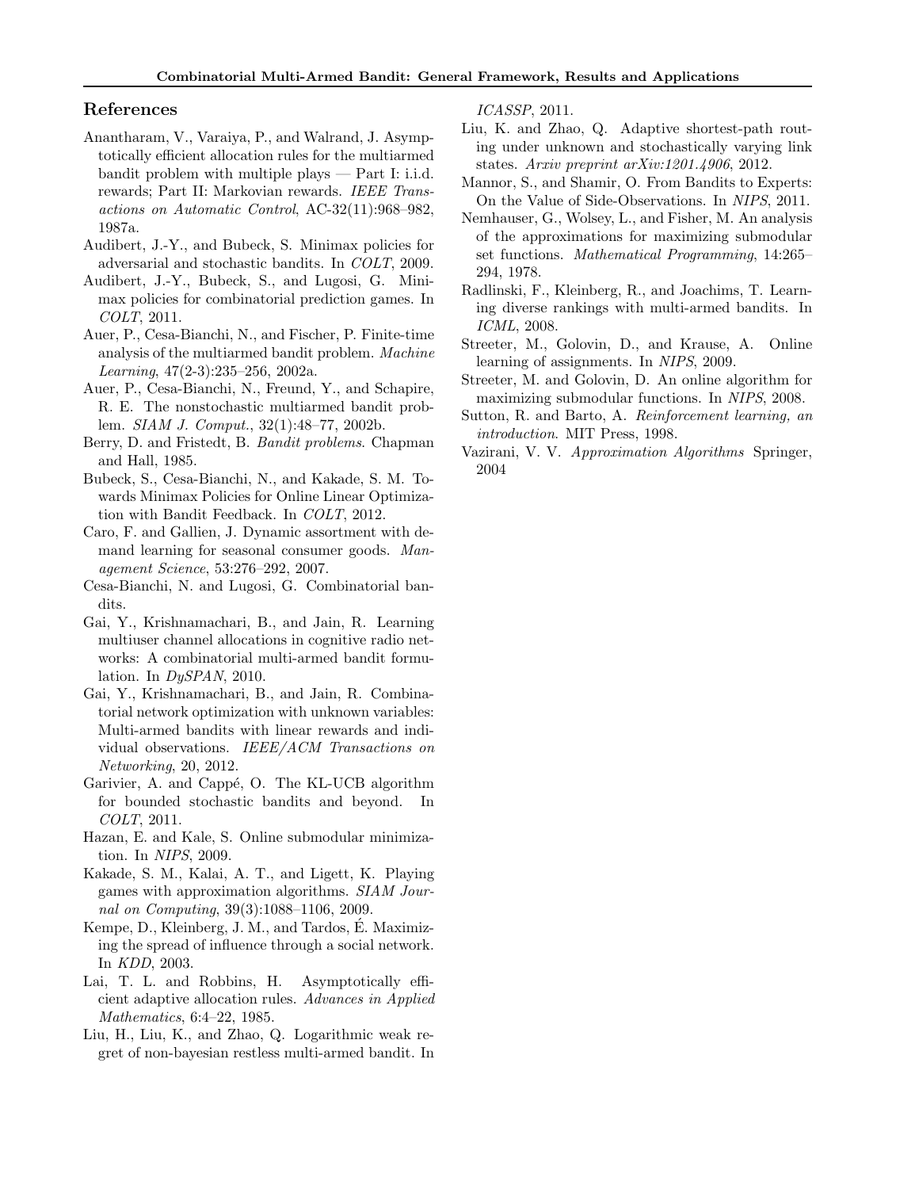## References

Anantharam, V., Varaiya, P., and Walrand, J. Asymptotically efficient allocation rules for the multiarmed bandit problem with multiple plays — Part I: i.i.d. rewards; Part II: Markovian rewards. *IEEE Transactions on Automatic Control*, AC-32(11):968–982, 1987a.

Audibert, J.-Y., and Bubeck, S. Minimax policies for adversarial and stochastic bandits. In *COLT*, 2009.

Audibert, J.-Y., Bubeck, S., and Lugosi, G. Minimax policies for combinatorial prediction games. In *COLT*, 2011.

Auer, P., Cesa-Bianchi, N., and Fischer, P. Finite-time analysis of the multiarmed bandit problem. *Machine Learning*, 47(2-3):235–256, 2002a.

Auer, P., Cesa-Bianchi, N., Freund, Y., and Schapire, R. E. The nonstochastic multiarmed bandit problem. *SIAM J. Comput.*, 32(1):48–77, 2002b.

Berry, D. and Fristedt, B. *Bandit problems*. Chapman and Hall, 1985.

Bubeck, S., Cesa-Bianchi, N., and Kakade, S. M. Towards Minimax Policies for Online Linear Optimization with Bandit Feedback. In *COLT*, 2012.

Caro, F. and Gallien, J. Dynamic assortment with demand learning for seasonal consumer goods. *Management Science*, 53:276–292, 2007.

Cesa-Bianchi, N. and Lugosi, G. Combinatorial bandits.

Gai, Y., Krishnamachari, B., and Jain, R. Learning multiuser channel allocations in cognitive radio networks: A combinatorial multi-armed bandit formulation. In *DySPAN*, 2010.

Gai, Y., Krishnamachari, B., and Jain, R. Combinatorial network optimization with unknown variables: Multi-armed bandits with linear rewards and individual observations. *IEEE/ACM Transactions on Networking*, 20, 2012.

Garivier, A. and Cappé, O. The KL-UCB algorithm for bounded stochastic bandits and beyond. In *COLT*, 2011.

Hazan, E. and Kale, S. Online submodular minimization. In *NIPS*, 2009.

Kakade, S. M., Kalai, A. T., and Ligett, K. Playing games with approximation algorithms. *SIAM Journal on Computing*, 39(3):1088–1106, 2009.

Kempe, D., Kleinberg, J. M., and Tardos, É. Maximizing the spread of influence through a social network. In *KDD*, 2003.

Lai, T. L. and Robbins, H. Asymptotically efficient adaptive allocation rules. *Advances in Applied Mathematics*, 6:4–22, 1985.

Liu, H., Liu, K., and Zhao, Q. Logarithmic weak regret of non-bayesian restless multi-armed bandit. In *ICASSP*, 2011.

Liu, K. and Zhao, Q. Adaptive shortest-path routing under unknown and stochastically varying link states. *Arxiv preprint arXiv:1201.4906*, 2012.

Mannor, S., and Shamir, O. From Bandits to Experts: On the Value of Side-Observations. In *NIPS*, 2011.

Nemhauser, G., Wolsey, L., and Fisher, M. An analysis of the approximations for maximizing submodular set functions. *Mathematical Programming*, 14:265–294, 1978.

Radlinski, F., Kleinberg, R., and Joachims, T. Learning diverse rankings with multi-armed bandits. In *ICML*, 2008.

Streeter, M., Golovin, D., and Krause, A. Online learning of assignments. In *NIPS*, 2009.

Streeter, M. and Golovin, D. An online algorithm for maximizing submodular functions. In *NIPS*, 2008.

Sutton, R. and Barto, A. *Reinforcement learning, an introduction*. MIT Press, 1998.

Vazirani, V. V. *Approximation Algorithms* Springer, 2004